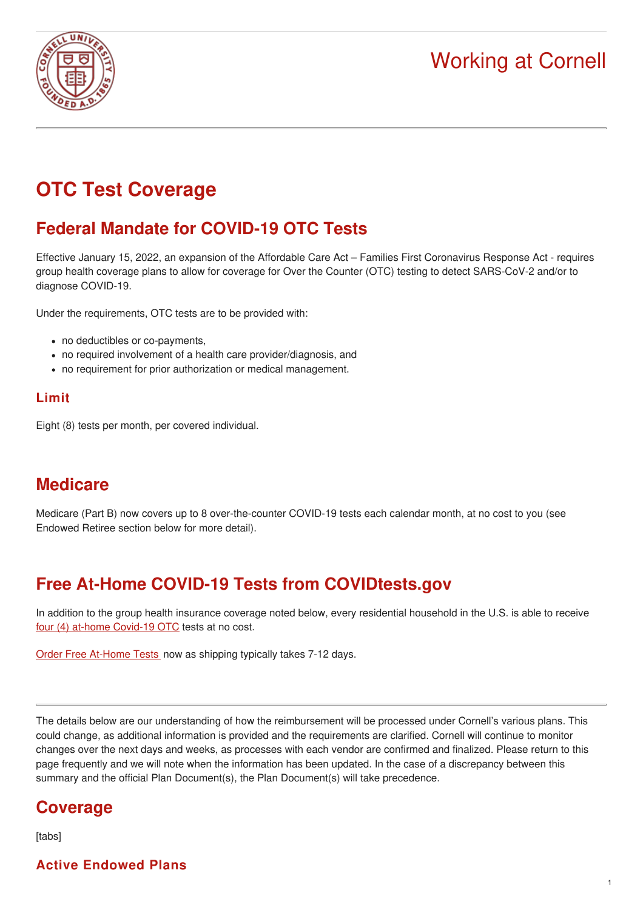Working at Cornell

# OTC Test Coverage

## Federal Mandate for COVID-19 OTC Tests

Effective January 15, 2022, an expansion of the Affordable Care Act – Families First Coronavirus Response Act - requires group health coverage plans to allow for coverage for Over the Counter (OTC) testing to detect SARS-CoV-2 and/or to diagnose COVID-19.

Under the requirements, OTC tests are to be provided with:

- no deductibles or co-payments,
- no required involvement of a health care provider/diagnosis, and
- no requirement for prior authorization or medical management.

### Limit

Eight (8) tests per month, per covered individual.

## Medicare

Medicare (Part B) now covers up to 8 over-the-counter COVID-19 tests each calendar month, at no cost to you (see Endowed Retiree section below for more detail).

## Free At-Home COVID-19 Tests from COVIDtests.gov

In addition to the group health insurance coverage noted below, every residential household in the U.S. is able to receive four (4) at-home Covid-19 OTC tests at no cost.

Order Free At-Home Tests now as shipping typically takes 7-12 days.

---

The details below are our understanding of how the reimbursement will be processed under Cornell's various plans. This could change, as additional information is provided and the requirements are clarified. Cornell will continue to monitor changes over the next days and weeks, as processes with each vendor are confirmed and finalized. Please return to this page frequently and we will note when the information has been updated. In the case of a discrepancy between this summary and the official Plan Document(s), the Plan Document(s) will take precedence.

## Coverage

[tabs]

### Active Endowed Plans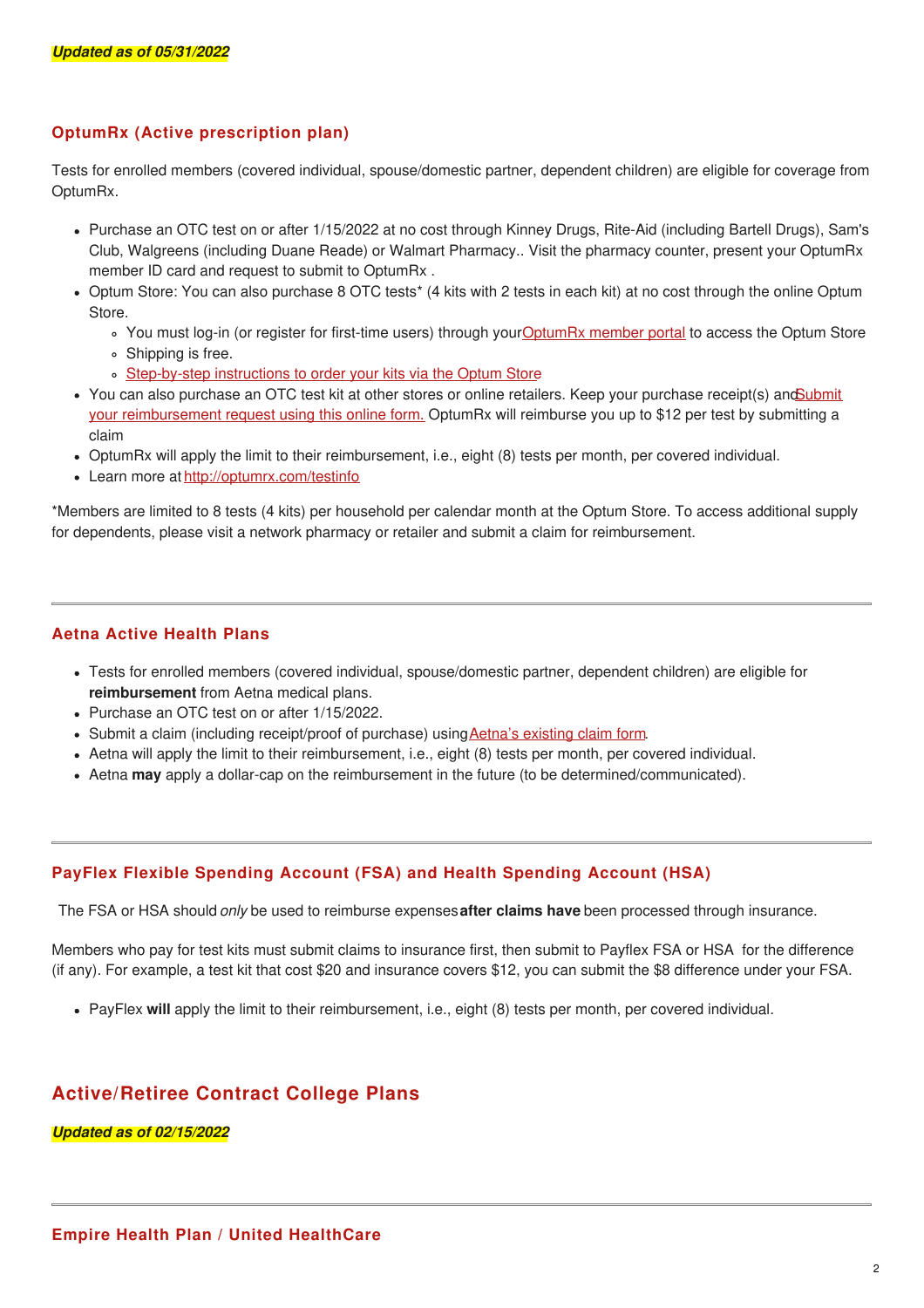***Updated as of 05/31/2022***

## OptumRx (Active prescription plan)

Tests for enrolled members (covered individual, spouse/domestic partner, dependent children) are eligible for coverage from OptumRx.

- Purchase an OTC test on or after 1/15/2022 at no cost through Kinney Drugs, Rite-Aid (including Bartell Drugs), Sam's Club, Walgreens (including Duane Reade) or Walmart Pharmacy.. Visit the pharmacy counter, present your OptumRx member ID card and request to submit to OptumRx .
- Optum Store: You can also purchase 8 OTC tests* (4 kits with 2 tests in each kit) at no cost through the online Optum Store.
  - You must log-in (or register for first-time users) through your OptumRx member portal to access the Optum Store
  - Shipping is free.
  - Step-by-step instructions to order your kits via the Optum Store
- You can also purchase an OTC test kit at other stores or online retailers. Keep your purchase receipt(s) and Submit your reimbursement request using this online form. OptumRx will reimburse you up to $12 per test by submitting a claim
- OptumRx will apply the limit to their reimbursement, i.e., eight (8) tests per month, per covered individual.
- Learn more at http://optumrx.com/testinfo

*Members are limited to 8 tests (4 kits) per household per calendar month at the Optum Store. To access additional supply for dependents, please visit a network pharmacy or retailer and submit a claim for reimbursement.

---

## Aetna Active Health Plans

- Tests for enrolled members (covered individual, spouse/domestic partner, dependent children) are eligible for **reimbursement** from Aetna medical plans.
- Purchase an OTC test on or after 1/15/2022.
- Submit a claim (including receipt/proof of purchase) using Aetna's existing claim form.
- Aetna will apply the limit to their reimbursement, i.e., eight (8) tests per month, per covered individual.
- Aetna **may** apply a dollar-cap on the reimbursement in the future (to be determined/communicated).

---

## PayFlex Flexible Spending Account (FSA) and Health Spending Account (HSA)

The FSA or HSA should *only* be used to reimburse expenses **after claims have** been processed through insurance.

Members who pay for test kits must submit claims to insurance first, then submit to Payflex FSA or HSA for the difference (if any). For example, a test kit that cost $20 and insurance covers $12, you can submit the $8 difference under your FSA.

- PayFlex **will** apply the limit to their reimbursement, i.e., eight (8) tests per month, per covered individual.

# Active/Retiree Contract College Plans

***Updated as of 02/15/2022***

---

## Empire Health Plan / United HealthCare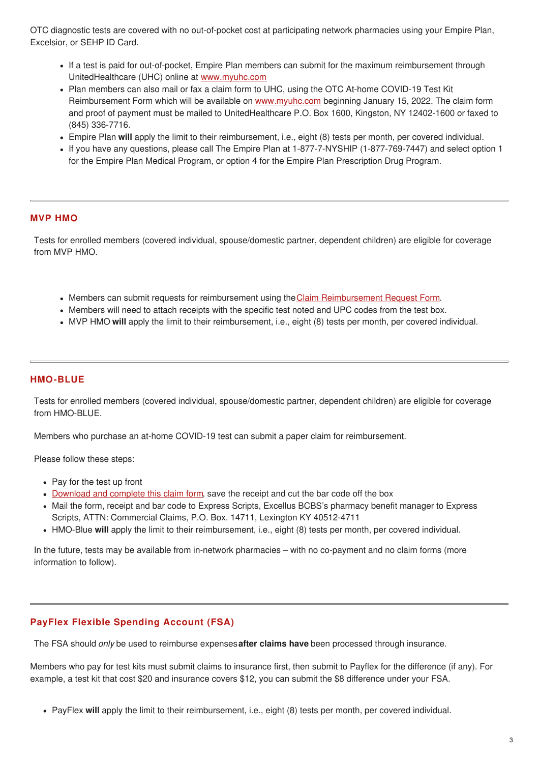OTC diagnostic tests are covered with no out-of-pocket cost at participating network pharmacies using your Empire Plan, Excelsior, or SEHP ID Card.

- If a test is paid for out-of-pocket, Empire Plan members can submit for the maximum reimbursement through UnitedHealthcare (UHC) online at www.myuhc.com
- Plan members can also mail or fax a claim form to UHC, using the OTC At-home COVID-19 Test Kit Reimbursement Form which will be available on www.myuhc.com beginning January 15, 2022. The claim form and proof of payment must be mailed to UnitedHealthcare P.O. Box 1600, Kingston, NY 12402-1600 or faxed to (845) 336-7716.
- Empire Plan **will** apply the limit to their reimbursement, i.e., eight (8) tests per month, per covered individual.
- If you have any questions, please call The Empire Plan at 1-877-7-NYSHIP (1-877-769-7447) and select option 1 for the Empire Plan Medical Program, or option 4 for the Empire Plan Prescription Drug Program.

---

## MVP HMO

Tests for enrolled members (covered individual, spouse/domestic partner, dependent children) are eligible for coverage from MVP HMO.

- Members can submit requests for reimbursement using the Claim Reimbursement Request Form.
- Members will need to attach receipts with the specific test noted and UPC codes from the test box.
- MVP HMO **will** apply the limit to their reimbursement, i.e., eight (8) tests per month, per covered individual.

---

## HMO-BLUE

Tests for enrolled members (covered individual, spouse/domestic partner, dependent children) are eligible for coverage from HMO-BLUE.

Members who purchase an at-home COVID-19 test can submit a paper claim for reimbursement.

Please follow these steps:

- Pay for the test up front
- Download and complete this claim form, save the receipt and cut the bar code off the box
- Mail the form, receipt and bar code to Express Scripts, Excellus BCBS's pharmacy benefit manager to Express Scripts, ATTN: Commercial Claims, P.O. Box. 14711, Lexington KY 40512-4711
- HMO-Blue **will** apply the limit to their reimbursement, i.e., eight (8) tests per month, per covered individual.

In the future, tests may be available from in-network pharmacies – with no co-payment and no claim forms (more information to follow).

---

## PayFlex Flexible Spending Account (FSA)

The FSA should *only* be used to reimburse expenses **after claims have** been processed through insurance.

Members who pay for test kits must submit claims to insurance first, then submit to Payflex for the difference (if any). For example, a test kit that cost $20 and insurance covers $12, you can submit the $8 difference under your FSA.

- PayFlex **will** apply the limit to their reimbursement, i.e., eight (8) tests per month, per covered individual.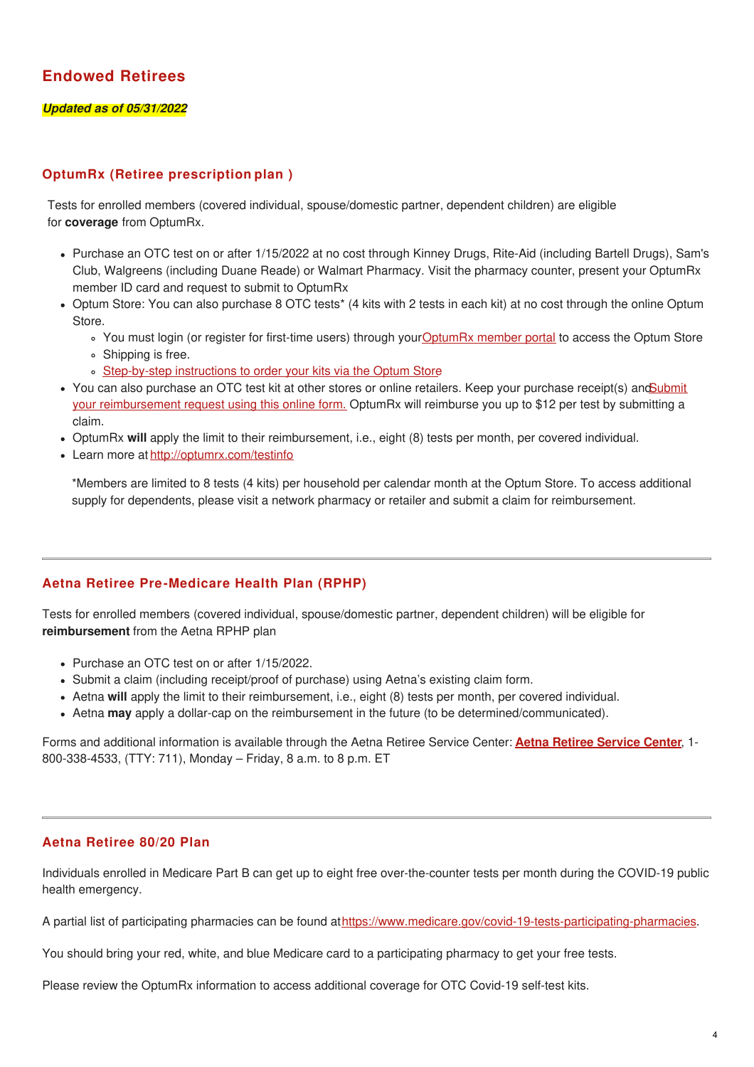## Endowed Retirees

***Updated as of 05/31/2022***

### OptumRx (Retiree prescription plan )

Tests for enrolled members (covered individual, spouse/domestic partner, dependent children) are eligible for **coverage** from OptumRx.

- Purchase an OTC test on or after 1/15/2022 at no cost through Kinney Drugs, Rite-Aid (including Bartell Drugs), Sam's Club, Walgreens (including Duane Reade) or Walmart Pharmacy. Visit the pharmacy counter, present your OptumRx member ID card and request to submit to OptumRx
- Optum Store: You can also purchase 8 OTC tests* (4 kits with 2 tests in each kit) at no cost through the online Optum Store.
  - You must login (or register for first-time users) through your OptumRx member portal to access the Optum Store
  - Shipping is free.
  - Step-by-step instructions to order your kits via the Optum Store
- You can also purchase an OTC test kit at other stores or online retailers. Keep your purchase receipt(s) and Submit your reimbursement request using this online form. OptumRx will reimburse you up to $12 per test by submitting a claim.
- OptumRx **will** apply the limit to their reimbursement, i.e., eight (8) tests per month, per covered individual.
- Learn more at http://optumrx.com/testinfo

*Members are limited to 8 tests (4 kits) per household per calendar month at the Optum Store. To access additional supply for dependents, please visit a network pharmacy or retailer and submit a claim for reimbursement.

---

### Aetna Retiree Pre-Medicare Health Plan (RPHP)

Tests for enrolled members (covered individual, spouse/domestic partner, dependent children) will be eligible for **reimbursement** from the Aetna RPHP plan

- Purchase an OTC test on or after 1/15/2022.
- Submit a claim (including receipt/proof of purchase) using Aetna's existing claim form.
- Aetna **will** apply the limit to their reimbursement, i.e., eight (8) tests per month, per covered individual.
- Aetna **may** apply a dollar-cap on the reimbursement in the future (to be determined/communicated).

Forms and additional information is available through the Aetna Retiree Service Center: **Aetna Retiree Service Center**, 1-800-338-4533, (TTY: 711), Monday – Friday, 8 a.m. to 8 p.m. ET

---

### Aetna Retiree 80/20 Plan

Individuals enrolled in Medicare Part B can get up to eight free over-the-counter tests per month during the COVID-19 public health emergency.

A partial list of participating pharmacies can be found at https://www.medicare.gov/covid-19-tests-participating-pharmacies.

You should bring your red, white, and blue Medicare card to a participating pharmacy to get your free tests.

Please review the OptumRx information to access additional coverage for OTC Covid-19 self-test kits.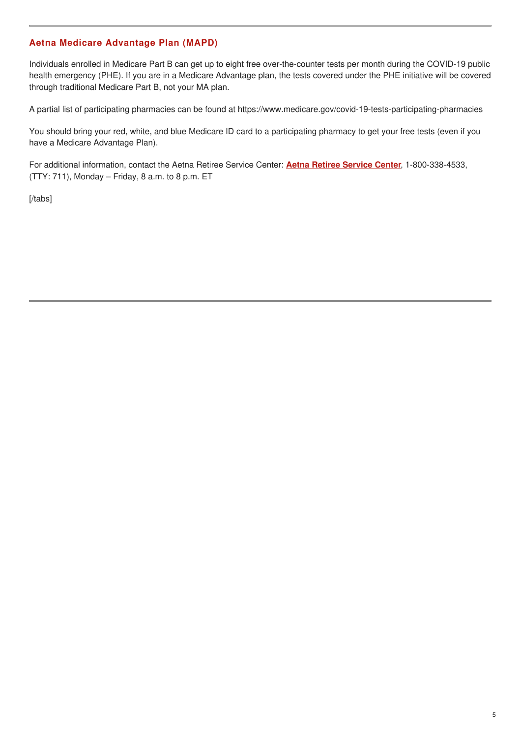### Aetna Medicare Advantage Plan (MAPD)

Individuals enrolled in Medicare Part B can get up to eight free over-the-counter tests per month during the COVID-19 public health emergency (PHE). If you are in a Medicare Advantage plan, the tests covered under the PHE initiative will be covered through traditional Medicare Part B, not your MA plan.

A partial list of participating pharmacies can be found at https://www.medicare.gov/covid-19-tests-participating-pharmacies

You should bring your red, white, and blue Medicare ID card to a participating pharmacy to get your free tests (even if you have a Medicare Advantage Plan).

For additional information, contact the Aetna Retiree Service Center: **Aetna Retiree Service Center**, 1-800-338-4533, (TTY: 711), Monday – Friday, 8 a.m. to 8 p.m. ET

[/tabs]